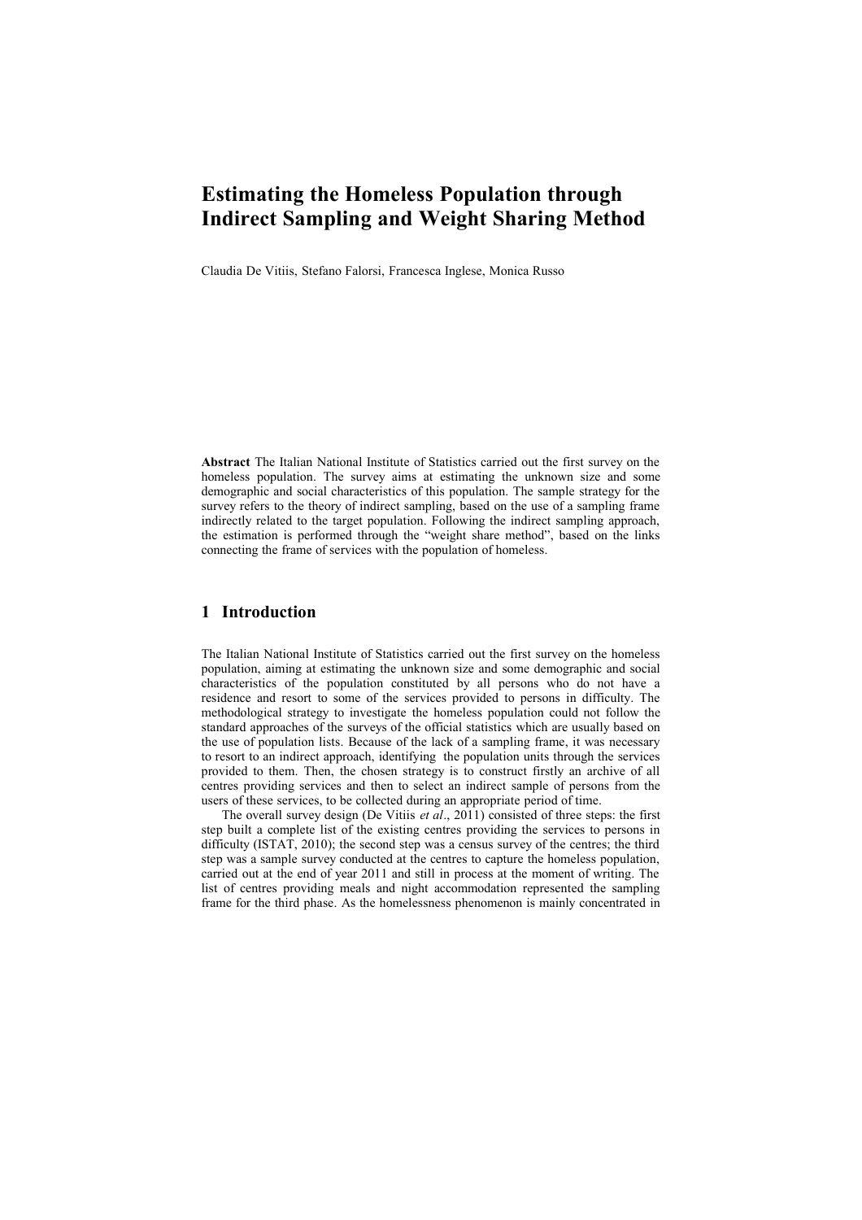# Estimating the Homeless Population through Indirect Sampling and Weight Sharing Method

Claudia De Vitiis, Stefano Falorsi, Francesca Inglese, Monica Russo

**Abstract** The Italian National Institute of Statistics carried out the first survey on the homeless population. The survey aims at estimating the unknown size and some demographic and social characteristics of this population. The sample strategy for the survey refers to the theory of indirect sampling, based on the use of a sampling frame indirectly related to the target population. Following the indirect sampling approach, the estimation is performed through the "weight share method", based on the links connecting the frame of services with the population of homeless.

## 1 Introduction

The Italian National Institute of Statistics carried out the first survey on the homeless population, aiming at estimating the unknown size and some demographic and social characteristics of the population constituted by all persons who do not have a residence and resort to some of the services provided to persons in difficulty. The methodological strategy to investigate the homeless population could not follow the standard approaches of the surveys of the official statistics which are usually based on the use of population lists. Because of the lack of a sampling frame, it was necessary to resort to an indirect approach, identifying the population units through the services provided to them. Then, the chosen strategy is to construct firstly an archive of all centres providing services and then to select an indirect sample of persons from the users of these services, to be collected during an appropriate period of time.

The overall survey design (De Vitiis *et al*., 2011) consisted of three steps: the first step built a complete list of the existing centres providing the services to persons in difficulty (ISTAT, 2010); the second step was a census survey of the centres; the third step was a sample survey conducted at the centres to capture the homeless population, carried out at the end of year 2011 and still in process at the moment of writing. The list of centres providing meals and night accommodation represented the sampling frame for the third phase. As the homelessness phenomenon is mainly concentrated in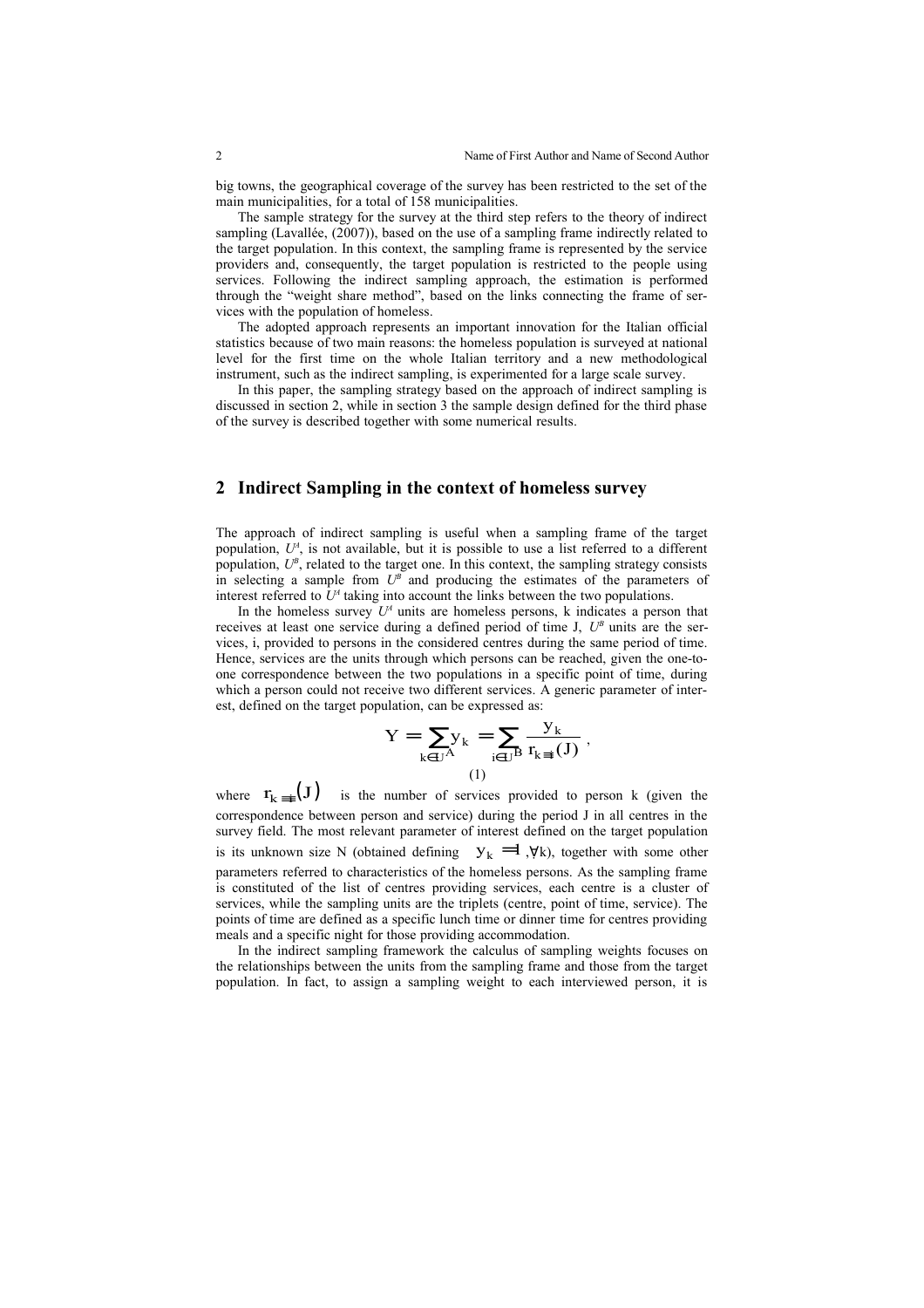big towns, the geographical coverage of the survey has been restricted to the set of the main municipalities, for a total of 158 municipalities.

The sample strategy for the survey at the third step refers to the theory of indirect sampling (Lavallée, (2007)), based on the use of a sampling frame indirectly related to the target population. In this context, the sampling frame is represented by the service providers and, consequently, the target population is restricted to the people using services. Following the indirect sampling approach, the estimation is performed through the "weight share method", based on the links connecting the frame of services with the population of homeless.

The adopted approach represents an important innovation for the Italian official statistics because of two main reasons: the homeless population is surveyed at national level for the first time on the whole Italian territory and a new methodological instrument, such as the indirect sampling, is experimented for a large scale survey.

In this paper, the sampling strategy based on the approach of indirect sampling is discussed in section 2, while in section 3 the sample design defined for the third phase of the survey is described together with some numerical results.

## 2 Indirect Sampling in the context of homeless survey

The approach of indirect sampling is useful when a sampling frame of the target population, $U^A$, is not available, but it is possible to use a list referred to a different population, $U^B$, related to the target one. In this context, the sampling strategy consists in selecting a sample from $U^B$ and producing the estimates of the parameters of interest referred to $U^A$ taking into account the links between the two populations.

In the homeless survey $U^A$ units are homeless persons, k indicates a person that receives at least one service during a defined period of time J, $U^B$ units are the services, i, provided to persons in the considered centres during the same period of time. Hence, services are the units through which persons can be reached, given the one-to-one correspondence between the two populations in a specific point of time, during which a person could not receive two different services. A generic parameter of interest, defined on the target population, can be expressed as:

$$Y = \sum_{k \in U^A} y_k = \sum_{i \in U^B} \frac{y_k}{r_{k \equiv i}(J)} \ , \tag{1}$$

where $r_{k \equiv i}(J)$ is the number of services provided to person k (given the correspondence between person and service) during the period J in all centres in the survey field. The most relevant parameter of interest defined on the target population is its unknown size N (obtained defining $y_k = 1, \forall k$), together with some other parameters referred to characteristics of the homeless persons. As the sampling frame is constituted of the list of centres providing services, each centre is a cluster of services, while the sampling units are the triplets (centre, point of time, service). The points of time are defined as a specific lunch time or dinner time for centres providing meals and a specific night for those providing accommodation.

In the indirect sampling framework the calculus of sampling weights focuses on the relationships between the units from the sampling frame and those from the target population. In fact, to assign a sampling weight to each interviewed person, it is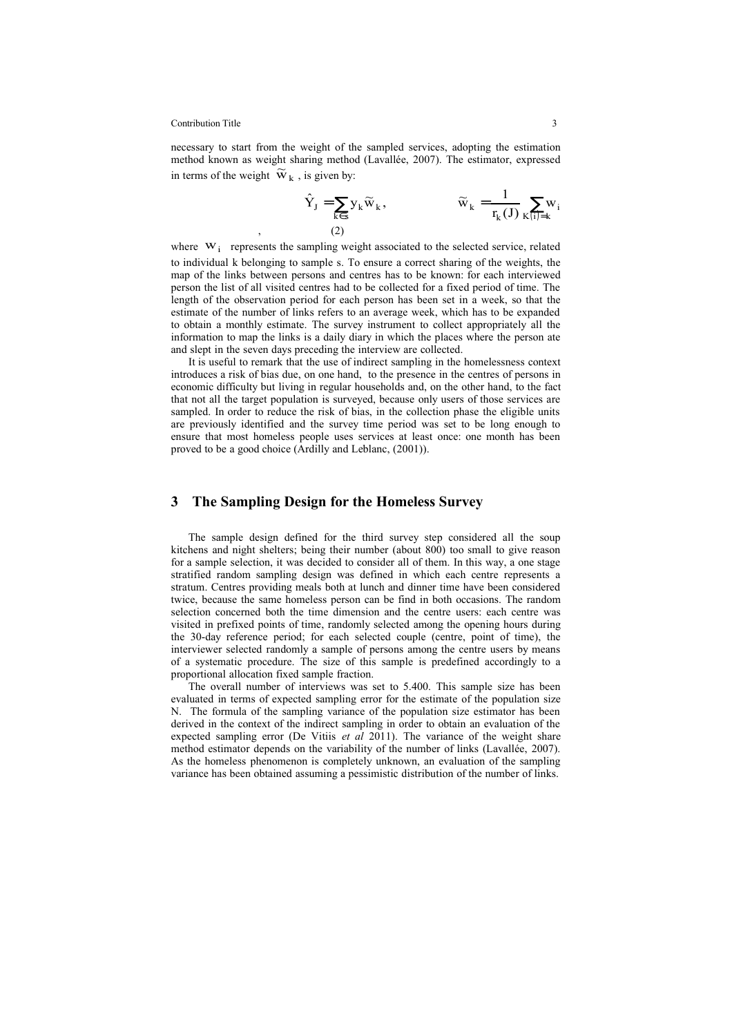necessary to start from the weight of the sampled services, adopting the estimation method known as weight sharing method (Lavallée, 2007). The estimator, expressed in terms of the weight $\widetilde{w}_k$, is given by:

$$\hat{Y}_J = \sum_{k \in s} y_k \widetilde{w}_k, \qquad \widetilde{w}_k = \frac{1}{r_k(J)} \sum_{K(i)=k} w_i \tag{2}$$

where $w_i$ represents the sampling weight associated to the selected service, related to individual k belonging to sample s. To ensure a correct sharing of the weights, the map of the links between persons and centres has to be known: for each interviewed person the list of all visited centres had to be collected for a fixed period of time. The length of the observation period for each person has been set in a week, so that the estimate of the number of links refers to an average week, which has to be expanded to obtain a monthly estimate. The survey instrument to collect appropriately all the information to map the links is a daily diary in which the places where the person ate and slept in the seven days preceding the interview are collected.

It is useful to remark that the use of indirect sampling in the homelessness context introduces a risk of bias due, on one hand, to the presence in the centres of persons in economic difficulty but living in regular households and, on the other hand, to the fact that not all the target population is surveyed, because only users of those services are sampled. In order to reduce the risk of bias, in the collection phase the eligible units are previously identified and the survey time period was set to be long enough to ensure that most homeless people uses services at least once: one month has been proved to be a good choice (Ardilly and Leblanc, (2001)).

## 3 The Sampling Design for the Homeless Survey

The sample design defined for the third survey step considered all the soup kitchens and night shelters; being their number (about 800) too small to give reason for a sample selection, it was decided to consider all of them. In this way, a one stage stratified random sampling design was defined in which each centre represents a stratum. Centres providing meals both at lunch and dinner time have been considered twice, because the same homeless person can be find in both occasions. The random selection concerned both the time dimension and the centre users: each centre was visited in prefixed points of time, randomly selected among the opening hours during the 30-day reference period; for each selected couple (centre, point of time), the interviewer selected randomly a sample of persons among the centre users by means of a systematic procedure. The size of this sample is predefined accordingly to a proportional allocation fixed sample fraction.

The overall number of interviews was set to 5.400. This sample size has been evaluated in terms of expected sampling error for the estimate of the population size N. The formula of the sampling variance of the population size estimator has been derived in the context of the indirect sampling in order to obtain an evaluation of the expected sampling error (De Vitiis *et al* 2011). The variance of the weight share method estimator depends on the variability of the number of links (Lavallée, 2007). As the homeless phenomenon is completely unknown, an evaluation of the sampling variance has been obtained assuming a pessimistic distribution of the number of links.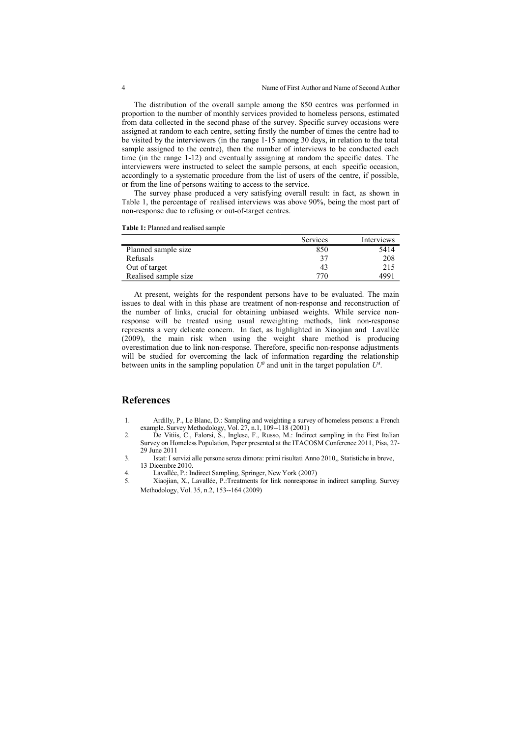The distribution of the overall sample among the 850 centres was performed in proportion to the number of monthly services provided to homeless persons, estimated from data collected in the second phase of the survey. Specific survey occasions were assigned at random to each centre, setting firstly the number of times the centre had to be visited by the interviewers (in the range 1-15 among 30 days, in relation to the total sample assigned to the centre), then the number of interviews to be conducted each time (in the range 1-12) and eventually assigning at random the specific dates. The interviewers were instructed to select the sample persons, at each specific occasion, accordingly to a systematic procedure from the list of users of the centre, if possible, or from the line of persons waiting to access to the service.

The survey phase produced a very satisfying overall result: in fact, as shown in Table 1, the percentage of realised interviews was above 90%, being the most part of non-response due to refusing or out-of-target centres.

**Table 1:** Planned and realised sample

| | Services | Interviews |
|---|---|---|
| Planned sample size | 850 | 5414 |
| Refusals | 37 | 208 |
| Out of target | 43 | 215 |
| Realised sample size | 770 | 4991 |

At present, weights for the respondent persons have to be evaluated. The main issues to deal with in this phase are treatment of non-response and reconstruction of the number of links, crucial for obtaining unbiased weights. While service non-response will be treated using usual reweighting methods, link non-response represents a very delicate concern. In fact, as highlighted in Xiaojian and Lavallée (2009), the main risk when using the weight share method is producing overestimation due to link non-response. Therefore, specific non-response adjustments will be studied for overcoming the lack of information regarding the relationship between units in the sampling population $U^B$ and unit in the target population $U^A$.

## References

1. Ardilly, P., Le Blanc, D.: Sampling and weighting a survey of homeless persons: a French example. Survey Methodology, Vol. 27, n.1, 109--118 (2001)
2. De Vitiis, C., Falorsi, S., Inglese, F., Russo, M.: Indirect sampling in the First Italian Survey on Homeless Population, Paper presented at the ITACOSM Conference 2011, Pisa, 27-29 June 2011
3. Istat: I servizi alle persone senza dimora: primi risultati Anno 2010,, Statistiche in breve, 13 Dicembre 2010.
4. Lavallée, P.: Indirect Sampling, Springer, New York (2007)
5. Xiaojian, X., Lavallée, P.:Treatments for link nonresponse in indirect sampling. Survey Methodology, Vol. 35, n.2, 153--164 (2009)